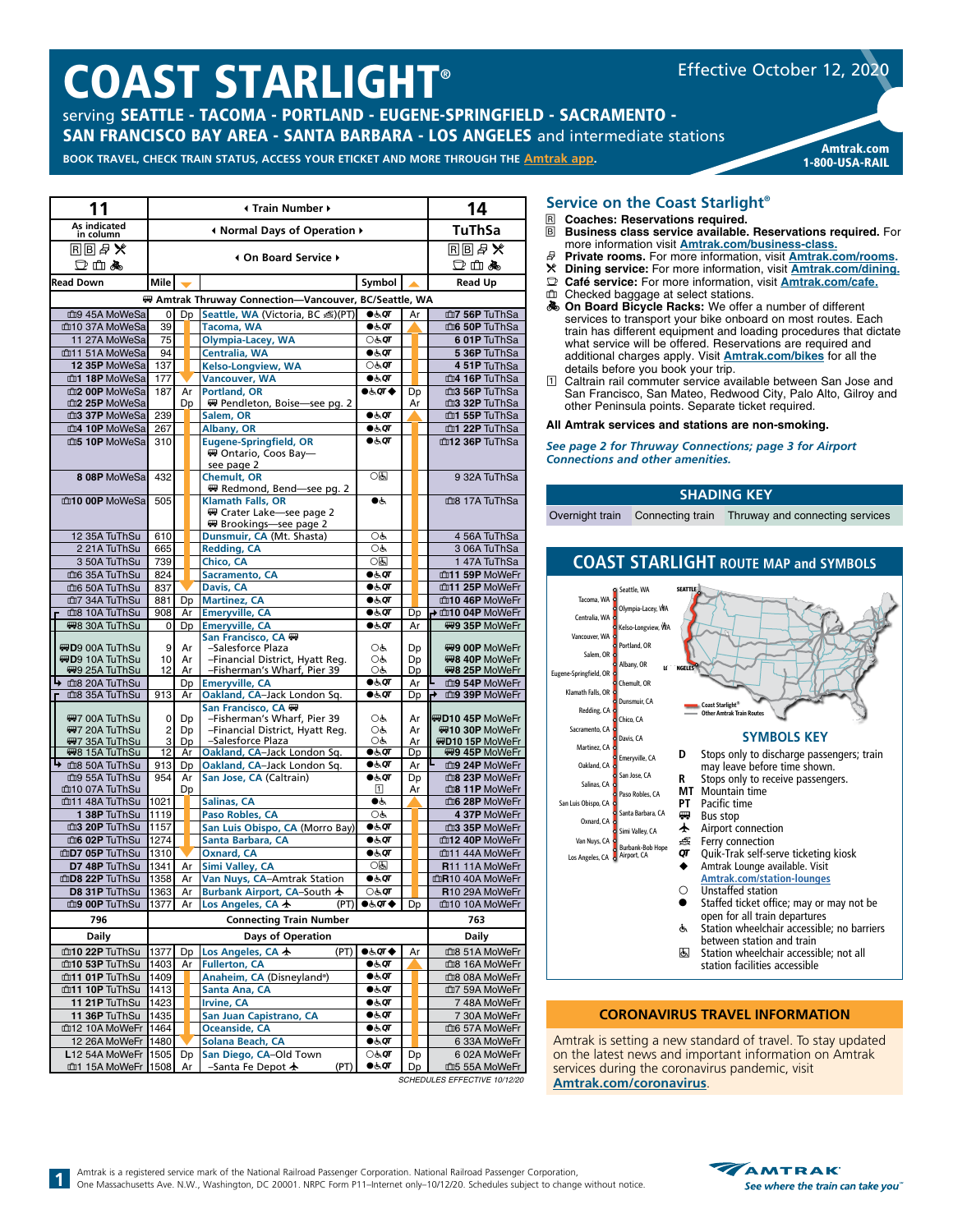# COAST STARLIGHT®

Effective October 12, 2020

serving **SEATTLE - TACOMA - PORTLAND - EUGENE-SPRINGFIELD - SACRAMENTO - SAN FRANCISCO BAY AREA - SANTA BARBARA - LOS ANGELES** and intermediate stations

**BOOK TRAVEL, CHECK TRAIN STATUS, ACCESS YOUR ETICKET AND MORE THROUGH THE Amtrak app.**

Amtrak.com
1-800-USA-RAIL

| 11 | | | Train Number | | | 14 |
|---|---|---|---|---|---|---|
| As indicated in column | | | Normal Days of Operation | | | TuThSa |
| R B 🛏 ✕ ☕ 🧳 🚲 | | | On Board Service | | | R B 🛏 ✕ ☕ 🧳 🚲 |
| Read Down | Mile | ▼ | | Symbol | ▲ | Read Up |
| | | | **Amtrak Thruway Connection—Vancouver, BC/Seattle, WA** | | | |
| 9 45A MoWeSa | 0 | Dp | Seattle, WA (Victoria, BC)(PT) | ●♿QT | Ar | 7 56P TuThSa |
| 10 37A MoWeSa | 39 | | Tacoma, WA | ●♿QT | | 6 50P TuThSa |
| 11 27A MoWeSa | 75 | | Olympia-Lacey, WA | ○♿QT | | 6 01P TuThSa |
| 11 51A MoWeSa | 94 | | Centralia, WA | ●♿QT | | 5 36P TuThSa |
| 12 35P MoWeSa | 137 | | Kelso-Longview, WA | ○♿QT | | 4 51P TuThSa |
| 1 18P MoWeSa | 177 | | Vancouver, WA | ●♿QT | | 4 16P TuThSa |
| 2 00P MoWeSa | 187 | Ar | Portland, OR | ●♿QT◆ | Dp | 3 56P TuThSa |
| 2 25P MoWeSa | | Dp | Pendleton, Boise—see pg. 2 | | Ar | 3 32P TuThSa |
| 3 37P MoWeSa | 239 | | Salem, OR | ●♿QT | | 1 55P TuThSa |
| 4 10P MoWeSa | 267 | | Albany, OR | ●♿QT | | 1 22P TuThSa |
| 5 10P MoWeSa | 310 | | Eugene-Springfield, OR — Ontario, Coos Bay—see page 2 | ●♿QT | | 12 36P TuThSa |
| 8 08P MoWeSa | 432 | | Chemult, OR — Redmond, Bend—see pg. 2 | ○♿ | | 9 32A TuThSa |
| 10 00P MoWeSa | 505 | | Klamath Falls, OR — Crater Lake—see page 2; Brookings—see page 2 | ●♿ | | 8 17A TuThSa |
| 12 35A TuThSu | 610 | | Dunsmuir, CA (Mt. Shasta) | ○♿ | | 4 56A TuThSa |
| 2 21A TuThSu | 665 | | Redding, CA | ○♿ | | 3 06A TuThSa |
| 3 50A TuThSu | 739 | | Chico, CA | ○♿ | | 1 47A TuThSa |
| 6 35A TuThSu | 824 | | Sacramento, CA | ●♿QT | | 11 59P MoWeFr |
| 6 50A TuThSu | 837 | | Davis, CA | ●♿QT | | 11 25P MoWeFr |
| 7 34A TuThSu | 881 | Dp | Martinez, CA | ●♿QT | | 10 46P MoWeFr |
| 8 10A TuThSu | 908 | Ar | Emeryville, CA | ●♿QT | Dp | 10 04P MoWeFr |
| 8 30A TuThSu | 0 | Dp | Emeryville, CA | ●♿QT | Ar | 9 35P MoWeFr |
| | | | San Francisco, CA | | | |
| D9 00A TuThSu | 9 | Ar | –Salesforce Plaza | ○♿ | Dp | 9 00P MoWeFr |
| D9 10A TuThSu | 10 | Ar | –Financial District, Hyatt Reg. | ○♿ | Dp | 8 40P MoWeFr |
| 9 25A TuThSu | 12 | Ar | –Fisherman's Wharf, Pier 39 | ○♿ | Dp | 8 25P MoWeFr |
| 8 20A TuThSu | | Dp | Emeryville, CA | ●♿QT | Ar | 9 54P MoWeFr |
| 8 35A TuThSu | 913 | Ar | Oakland, CA–Jack London Sq. | ●♿QT | Dp | 9 39P MoWeFr |
| | | | San Francisco, CA | | | |
| 7 00A TuThSu | 0 | Dp | –Fisherman's Wharf, Pier 39 | ○♿ | Ar | D10 45P MoWeFr |
| 7 20A TuThSu | 2 | Dp | –Financial District, Hyatt Reg. | ○♿ | Ar | 10 30P MoWeFr |
| 7 35A TuThSu | 3 | Dp | –Salesforce Plaza | ○♿ | Ar | D10 15P MoWeFr |
| 8 15A TuThSu | 12 | Ar | Oakland, CA–Jack London Sq. | ●♿QT | Dp | 9 45P MoWeFr |
| 8 50A TuThSu | 913 | Dp | Oakland, CA–Jack London Sq. | ●♿QT | Ar | 9 24P MoWeFr |
| 9 55A TuThSu | 954 | Ar | San Jose, CA (Caltrain) | ●♿QT | Dp | 8 23P MoWeFr |
| 10 07A TuThSu | | Dp | | 1 | Ar | 8 11P MoWeFr |
| 11 48A TuThSu | 1021 | | Salinas, CA | ●♿ | | 6 28P MoWeFr |
| 1 38P TuThSu | 1119 | | Paso Robles, CA | ○♿ | | 4 37P MoWeFr |
| 3 20P TuThSu | 1157 | | San Luis Obispo, CA (Morro Bay) | ●♿QT | | 3 35P MoWeFr |
| 6 02P TuThSu | 1274 | | Santa Barbara, CA | ●♿QT | | 12 40P MoWeFr |
| D7 05P TuThSu | 1310 | | Oxnard, CA | ●♿QT | | 11 44A MoWeFr |
| D7 48P TuThSu | 1341 | Ar | Simi Valley, CA | ○♿ | | R11 11A MoWeFr |
| D8 22P TuThSu | 1358 | Ar | Van Nuys, CA–Amtrak Station | ●♿QT | | R10 40A MoWeFr |
| D8 31P TuThSu | 1363 | Ar | Burbank Airport, CA–South ✈ | ○♿QT | | R10 29A MoWeFr |
| 9 00P TuThSu | 1377 | Ar | Los Angeles, CA ✈ (PT) | ●♿QT◆ | Dp | 10 10A MoWeFr |
| 796 | | | Connecting Train Number | | | 763 |
| Daily | | | Days of Operation | | | Daily |
| 10 22P TuThSu | 1377 | Dp | Los Angeles, CA ✈ (PT) | ●♿QT◆ | Ar | 8 51A MoWeFr |
| 10 53P TuThSu | 1403 | Ar | Fullerton, CA | ●♿QT | | 8 16A MoWeFr |
| 11 01P TuThSu | 1409 | | Anaheim, CA (Disneyland®) | ●♿QT | | 8 08A MoWeFr |
| 11 10P TuThSu | 1413 | | Santa Ana, CA | ●♿QT | | 7 59A MoWeFr |
| 11 21P TuThSu | 1423 | | Irvine, CA | ●♿QT | | 7 48A MoWeFr |
| 11 36P TuThSu | 1435 | | San Juan Capistrano, CA | ●♿QT | | 7 30A MoWeFr |
| 12 10A MoWeFr | 1464 | | Oceanside, CA | ●♿QT | | 6 57A MoWeFr |
| 12 26A MoWeFr | 1480 | | Solana Beach, CA | ●♿QT | | 6 33A MoWeFr |
| L12 54A MoWeFr | 1505 | Dp | San Diego, CA–Old Town | ○♿QT | Dp | 6 02A MoWeFr |
| 1 15A MoWeFr | 1508 | Ar | –Santa Fe Depot ✈ (PT) | ●♿QT | Dp | 5 55A MoWeFr |

SCHEDULES EFFECTIVE 10/12/20

## Service on the Coast Starlight®

- R **Coaches: Reservations required.**
- B **Business class service available. Reservations required.** For more information visit **Amtrak.com/business-class.**
- 🛏 **Private rooms.** For more information, visit **Amtrak.com/rooms.**
- ✕ **Dining service:** For more information, visit **Amtrak.com/dining.**
- ☕ **Café service:** For more information, visit **Amtrak.com/cafe.**
- 🧳 Checked baggage at select stations.
- 🚲 **On Board Bicycle Racks:** We offer a number of different services to transport your bike onboard on most routes. Each train has different equipment and loading procedures that dictate what service will be offered. Reservations are required and additional charges apply. Visit **Amtrak.com/bikes** for all the details before you book your trip.
- 1 Caltrain rail commuter service available between San Jose and San Francisco, San Mateo, Redwood City, Palo Alto, Gilroy and other Peninsula points. Separate ticket required.

**All Amtrak services and stations are non-smoking.**

*See page 2 for Thruway Connections; page 3 for Airport Connections and other amenities.*

## SHADING KEY

Overnight train | Connecting train | Thruway and connecting services

## COAST STARLIGHT ROUTE MAP and SYMBOLS

Seattle, WA; Tacoma, WA; Olympia-Lacey, WA; Centralia, WA; Kelso-Longview, WA; Vancouver, WA; Portland, OR; Salem, OR; Albany, OR; Eugene-Springfield, OR; Chemult, OR; Klamath Falls, OR; Dunsmuir, CA; Redding, CA; Chico, CA; Sacramento, CA; Davis, CA; Martinez, CA; Emeryville, CA; Oakland, CA; San Jose, CA; Salinas, CA; Paso Robles, CA; San Luis Obispo, CA; Santa Barbara, CA; Oxnard, CA; Simi Valley, CA; Van Nuys, CA; Burbank-Bob Hope Airport, CA; Los Angeles, CA

Coast Starlight® — Other Amtrak Train Routes

## SYMBOLS KEY

- **D** Stops only to discharge passengers; train may leave before time shown.
- **R** Stops only to receive passengers.
- **MT** Mountain time
- **PT** Pacific time
- 🚌 Bus stop
- ✈ Airport connection
- ⛴ Ferry connection
- **QT** Quik-Trak self-serve ticketing kiosk
- ◆ Amtrak Lounge available. Visit Amtrak.com/station-lounges
- ○ Unstaffed station
- ● Staffed ticket office; may or may not be open for all train departures
- ♿ Station wheelchair accessible; no barriers between station and train
- ♿ Station wheelchair accessible; not all station facilities accessible

## CORONAVIRUS TRAVEL INFORMATION

Amtrak is setting a new standard of travel. To stay updated on the latest news and important information on Amtrak services during the coronavirus pandemic, visit **Amtrak.com/coronavirus**.

Amtrak is a registered service mark of the National Railroad Passenger Corporation. National Railroad Passenger Corporation, One Massachusetts Ave. N.W., Washington, DC 20001. NRPC Form P11–Internet only–10/12/20. Schedules subject to change without notice.

AMTRAK — See where the train can take you™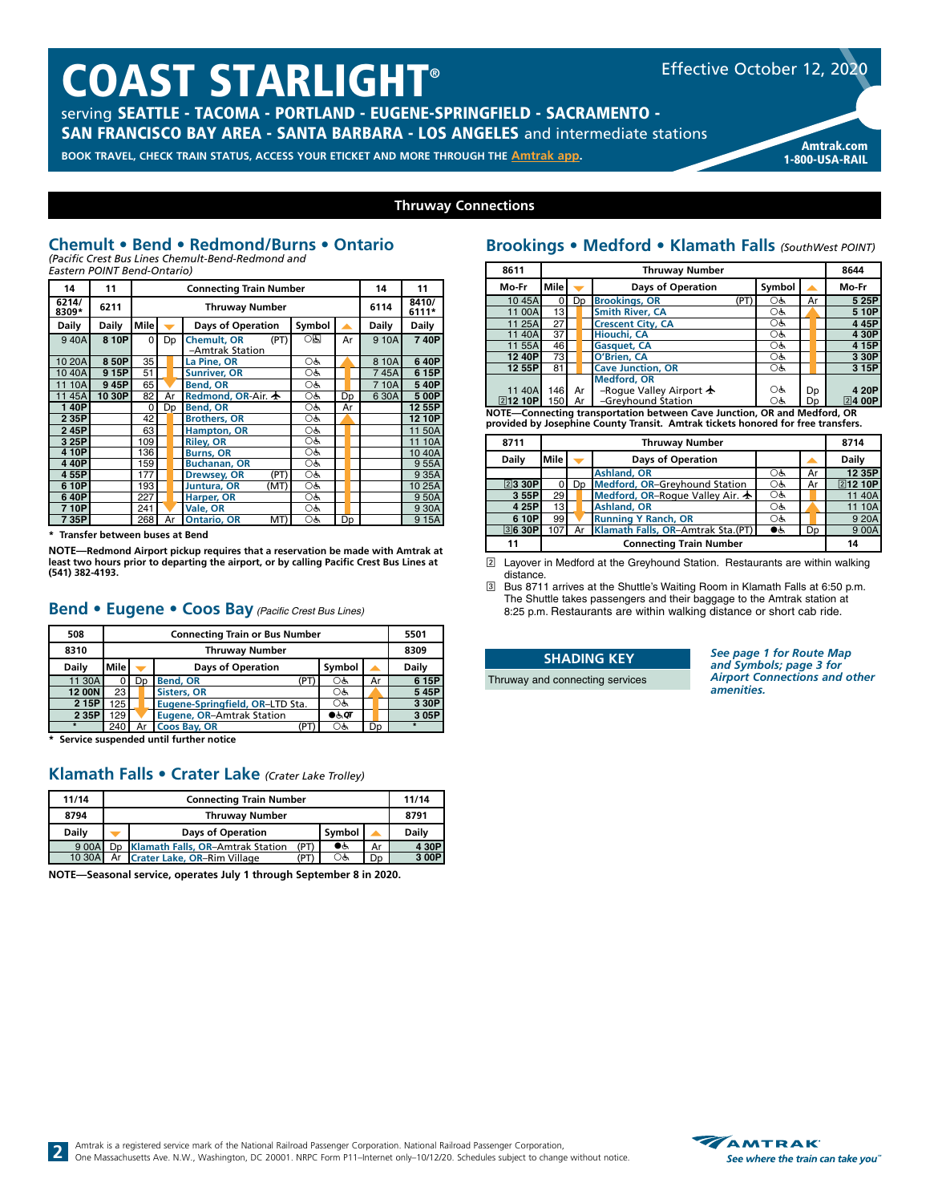# COAST STARLIGHT®

Effective October 12, 2020

serving **SEATTLE - TACOMA - PORTLAND - EUGENE-SPRINGFIELD - SACRAMENTO - SAN FRANCISCO BAY AREA - SANTA BARBARA - LOS ANGELES** and intermediate stations

**BOOK TRAVEL, CHECK TRAIN STATUS, ACCESS YOUR ETICKET AND MORE THROUGH THE Amtrak app.**

**Amtrak.com**
**1-800-USA-RAIL**

## Thruway Connections

### Chemult • Bend • Redmond/Burns • Ontario

*(Pacific Crest Bus Lines Chemult-Bend-Redmond and Eastern POINT Bend-Ontario)*

| 14 | 11 | Connecting Train Number | | | | | | 14 | 11 |
|---|---|---|---|---|---|---|---|---|---|
| 6214/ 8309* | 6211 | Thruway Number | | | | | | 6114 | 8410/ 6111* |
| Daily | Daily | Mile | ▼ | Days of Operation | Symbol | ▲ | | Daily | Daily |
| 9 40A | **8 10P** | 0 | Dp | Chemult, OR –Amtrak Station (PT) | ○ | Ar | | 9 10A | **7 40P** |
| 10 20A | **8 50P** | 35 | | La Pine, OR | ○♿ | | | 8 10A | **6 40P** |
| 10 40A | **9 15P** | 51 | | Sunriver, OR | ○♿ | | | 7 45A | **6 15P** |
| 11 10A | **9 45P** | 65 | | Bend, OR | ○♿ | | | 7 10A | **5 40P** |
| 11 45A | **10 30P** | 82 | Ar | Redmond, OR-Air. ✈ | ○♿ | Dp | | 6 30A | **5 00P** |
| **1 40P** | | 0 | Dp | Bend, OR | ○♿ | Ar | | | **12 55P** |
| **2 35P** | | 42 | | Brothers, OR | ○♿ | | | | **12 10P** |
| **2 45P** | | 63 | | Hampton, OR | ○♿ | | | | 11 50A |
| **3 25P** | | 109 | | Riley, OR | ○♿ | | | | 11 10A |
| **4 10P** | | 136 | | Burns, OR | ○♿ | | | | 10 40A |
| **4 40P** | | 159 | | Buchanan, OR | ○♿ | | | | 9 55A |
| **4 55P** | | 177 | | Drewsey, OR (PT) | ○♿ | | | | 9 35A |
| **6 10P** | | 193 | | Juntura, OR (MT) | ○♿ | | | | 10 25A |
| **6 40P** | | 227 | | Harper, OR | ○♿ | | | | 9 50A |
| **7 10P** | | 241 | | Vale, OR | ○♿ | | | | 9 30A |
| **7 35P** | | 268 | Ar | Ontario, OR (MT) | ○♿ | Dp | | | 9 15A |

**\* Transfer between buses at Bend**

**NOTE—Redmond Airport pickup requires that a reservation be made with Amtrak at least two hours prior to departing the airport, or by calling Pacific Crest Bus Lines at (541) 382-4193.**

### Bend • Eugene • Coos Bay *(Pacific Crest Bus Lines)*

| 508 | Connecting Train or Bus Number | | | | | 5501 |
|---|---|---|---|---|---|---|
| 8310 | Thruway Number | | | | | 8309 |
| Daily | Mile | ▼ | Days of Operation | Symbol | ▲ | Daily |
| 11 30A | 0 | Dp | Bend, OR (PT) | ○♿ | Ar | **6 15P** |
| **12 00N** | 23 | | Sisters, OR | ○♿ | | **5 45P** |
| **2 15P** | 125 | | Eugene-Springfield, OR–LTD Sta. | ○♿ | | **3 30P** |
| **2 35P** | 129 | | Eugene, OR–Amtrak Station | ●♿QT | | **3 05P** |
| * | 240 | Ar | Coos Bay, OR (PT) | ○♿ | Dp | * |

**\* Service suspended until further notice**

### Klamath Falls • Crater Lake *(Crater Lake Trolley)*

| 11/14 | Connecting Train Number | | | | 11/14 |
|---|---|---|---|---|---|
| 8794 | Thruway Number | | | | 8791 |
| Daily | ▼ | Days of Operation | Symbol | ▲ | Daily |
| 9 00A | Dp | Klamath Falls, OR–Amtrak Station (PT) | ●♿ | Ar | **4 30P** |
| 10 30A | Ar | Crater Lake, OR–Rim Village (PT) | ○♿ | Dp | **3 00P** |

**NOTE—Seasonal service, operates July 1 through September 8 in 2020.**

### Brookings • Medford • Klamath Falls *(SouthWest POINT)*

| 8611 | Thruway Number | | | | | 8644 |
|---|---|---|---|---|---|---|
| Mo-Fr | Mile | ▼ | Days of Operation | Symbol | ▲ | Mo-Fr |
| 10 45A | 0 | Dp | Brookings, OR (PT) | ○♿ | Ar | **5 25P** |
| 11 00A | 13 | | Smith River, CA | ○♿ | | **5 10P** |
| 11 25A | 27 | | Crescent City, CA | ○♿ | | **4 45P** |
| 11 40A | 37 | | Hiouchi, CA | ○♿ | | **4 30P** |
| 11 55A | 46 | | Gasquet, CA | ○♿ | | **4 15P** |
| **12 40P** | 73 | | O'Brien, CA | ○♿ | | **3 30P** |
| **12 55P** | 81 | | Cave Junction, OR | ○♿ | | **3 15P** |
| | | | Medford, OR | | | |
| 11 40A | 146 | Ar | –Rogue Valley Airport ✈ | ○♿ | Dp | **4 20P** |
| [2]**12 10P** | 150 | Ar | –Greyhound Station | ○♿ | Dp | [2]**4 00P** |

**NOTE—Connecting transportation between Cave Junction, OR and Medford, OR provided by Josephine County Transit. Amtrak tickets honored for free transfers.**

| 8711 | Thruway Number | | | | | 8714 |
|---|---|---|---|---|---|---|
| Daily | Mile | ▼ | Days of Operation | | ▲ | Daily |
| | | | Ashland, OR | ○♿ | Ar | **12 35P** |
| [2]**3 30P** | 0 | Dp | Medford, OR–Greyhound Station | ○♿ | Ar | [2]**12 10P** |
| **3 55P** | 29 | | Medford, OR–Rogue Valley Air. ✈ | ○♿ | | 11 40A |
| **4 25P** | 13 | | Ashland, OR | ○♿ | | 11 10A |
| **6 10P** | 99 | | Running Y Ranch, OR | ○♿ | | 9 20A |
| [3]**6 30P** | 107 | Ar | Klamath Falls, OR–Amtrak Sta.(PT) | ●♿ | Dp | 9 00A |
| 11 | Connecting Train Number | | | | | 14 |

[2] Layover in Medford at the Greyhound Station. Restaurants are within walking distance.

[3] Bus 8711 arrives at the Shuttle's Waiting Room in Klamath Falls at 6:50 p.m. The Shuttle takes passengers and their baggage to the Amtrak station at 8:25 p.m. Restaurants are within walking distance or short cab ride.

**SHADING KEY**

Thruway and connecting services

***See page 1 for Route Map and Symbols; page 3 for Airport Connections and other amenities.***

Amtrak is a registered service mark of the National Railroad Passenger Corporation. National Railroad Passenger Corporation, One Massachusetts Ave. N.W., Washington, DC 20001. NRPC Form P11–Internet only–10/12/20. Schedules subject to change without notice.

AMTRAK — *See where the train can take you™*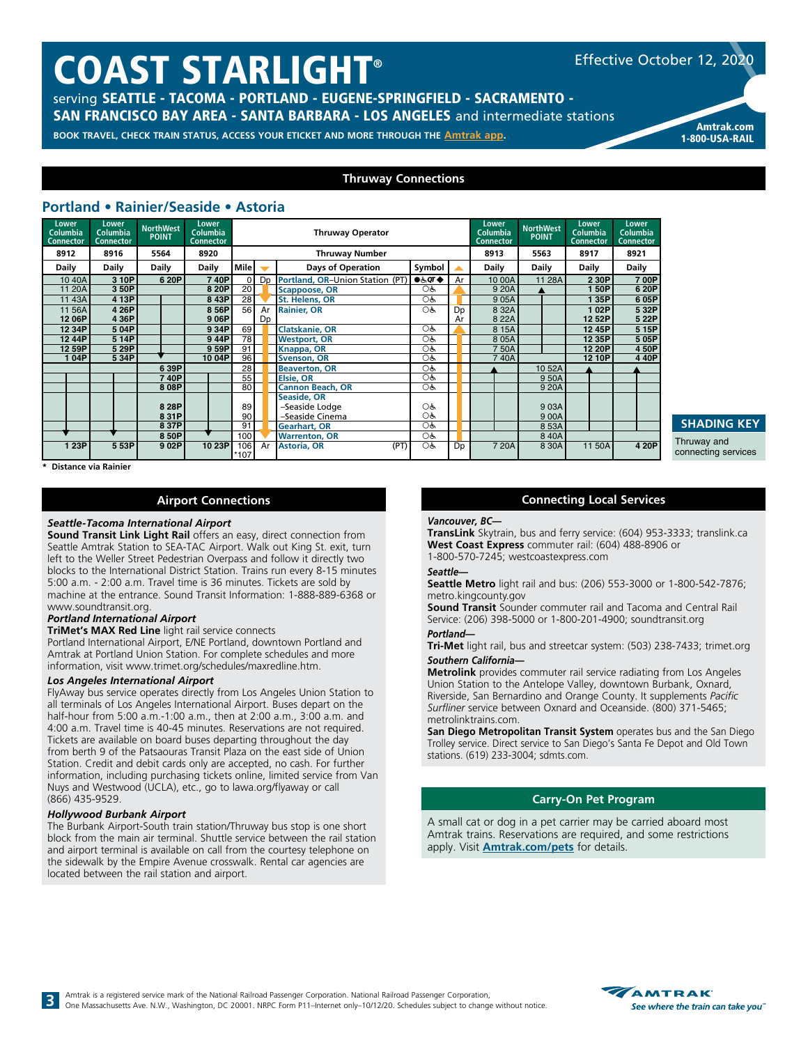# COAST STARLIGHT®

Effective October 12, 2020

serving **SEATTLE - TACOMA - PORTLAND - EUGENE-SPRINGFIELD - SACRAMENTO - SAN FRANCISCO BAY AREA - SANTA BARBARA - LOS ANGELES** and intermediate stations

**BOOK TRAVEL, CHECK TRAIN STATUS, ACCESS YOUR ETICKET AND MORE THROUGH THE Amtrak app.**

**Amtrak.com**
**1-800-USA-RAIL**

## Thruway Connections

### Portland • Rainier/Seaside • Astoria

| Lower Columbia Connector | Lower Columbia Connector | NorthWest POINT | Lower Columbia Connector | Thruway Operator | | | | | | Lower Columbia Connector | NorthWest POINT | Lower Columbia Connector | Lower Columbia Connector |
|---|---|---|---|---|---|---|---|---|---|---|---|---|---|
| 8912 | 8916 | 5564 | 8920 | Thruway Number | | | | | | 8913 | 5563 | 8917 | 8921 |
| Daily | Daily | Daily | Daily | Mile | ▼ | Days of Operation | Symbol | | ▲ | Daily | Daily | Daily | Daily |
| 10 40A | 3 10P | 6 20P | 7 40P | 0 | Dp | Portland, OR–Union Station (PT) | ●♿♂◆ | Ar | | 10 00A | 11 28A | 2 30P | 7 00P |
| 11 20A | 3 50P | | 8 20P | 20 | | Scappoose, OR | ○♿ | | | 9 20A | | 1 50P | 6 20P |
| 11 43A | 4 13P | | 8 43P | 28 | | St. Helens, OR | ○♿ | | | 9 05A | | 1 35P | 6 05P |
| 11 56A | 4 26P | | 8 56P | 56 | Ar | Rainier, OR | ○♿ | Dp | | 8 32A | | 1 02P | 5 32P |
| 12 06P | 4 36P | | 9 06P | | Dp | | | Ar | | 8 22A | | 12 52P | 5 22P |
| 12 34P | 5 04P | | 9 34P | 69 | | Clatskanie, OR | ○♿ | | | 8 15A | | 12 45P | 5 15P |
| 12 44P | 5 14P | | 9 44P | 78 | | Westport, OR | ○♿ | | | 8 05A | | 12 35P | 5 05P |
| 12 59P | 5 29P | | 9 59P | 91 | | Knappa, OR | ○♿ | | | 7 50A | | 12 20P | 4 50P |
| 1 04P | 5 34P | | 10 04P | 96 | | Svenson, OR | ○♿ | | | 7 40A | | 12 10P | 4 40P |
| | | 6 39P | | 28 | | Beaverton, OR | ○♿ | | | | 10 52A | | |
| | | 7 40P | | 55 | | Elsie, OR | ○♿ | | | | 9 50A | | |
| | | 8 08P | | 80 | | Cannon Beach, OR | ○♿ | | | | 9 20A | | |
| | | | | | | Seaside, OR | | | | | | | |
| | | 8 28P | | 89 | | –Seaside Lodge | ○♿ | | | | 9 03A | | |
| | | 8 31P | | 90 | | –Seaside Cinema | ○♿ | | | | 9 00A | | |
| | | 8 37P | | 91 | | Gearhart, OR | ○♿ | | | | 8 53A | | |
| | | 8 50P | | 100 | | Warrenton, OR | ○♿ | | | | 8 40A | | |
| 1 23P | 5 53P | 9 02P | 10 23P | 106 *107 | Ar | Astoria, OR (PT) | ○♿ | Dp | | 7 20A | 8 30A | 11 50A | 4 20P |

\* Distance via Rainier

**SHADING KEY**
Thruway and connecting services

## Airport Connections

***Seattle-Tacoma International Airport***
**Sound Transit Link Light Rail** offers an easy, direct connection from Seattle Amtrak Station to SEA-TAC Airport. Walk out King St. exit, turn left to the Weller Street Pedestrian Overpass and follow it directly two blocks to the International District Station. Trains run every 8-15 minutes 5:00 a.m. - 2:00 a.m. Travel time is 36 minutes. Tickets are sold by machine at the entrance. Sound Transit Information: 1-888-889-6368 or www.soundtransit.org.

***Portland International Airport***
**TriMet's MAX Red Line** light rail service connects Portland International Airport, E/NE Portland, downtown Portland and Amtrak at Portland Union Station. For complete schedules and more information, visit www.trimet.org/schedules/maxredline.htm.

***Los Angeles International Airport***
FlyAway bus service operates directly from Los Angeles Union Station to all terminals of Los Angeles International Airport. Buses depart on the half-hour from 5:00 a.m.-1:00 a.m., then at 2:00 a.m., 3:00 a.m. and 4:00 a.m. Travel time is 40-45 minutes. Reservations are not required. Tickets are available on board buses departing throughout the day from berth 9 of the Patsaouras Transit Plaza on the east side of Union Station. Credit and debit cards only are accepted, no cash. For further information, including purchasing tickets online, limited service from Van Nuys and Westwood (UCLA), etc., go to lawa.org/flyaway or call (866) 435-9529.

***Hollywood Burbank Airport***
The Burbank Airport-South train station/Thruway bus stop is one short block from the main air terminal. Shuttle service between the rail station and airport terminal is available on call from the courtesy telephone on the sidewalk by the Empire Avenue crosswalk. Rental car agencies are located between the rail station and airport.

## Connecting Local Services

***Vancouver, BC—***
**TransLink** Skytrain, bus and ferry service: (604) 953-3333; translink.ca
**West Coast Express** commuter rail: (604) 488-8906 or 1-800-570-7245; westcoastexpress.com

***Seattle—***
**Seattle Metro** light rail and bus: (206) 553-3000 or 1-800-542-7876; metro.kingcounty.gov
**Sound Transit** Sounder commuter rail and Tacoma and Central Rail Service: (206) 398-5000 or 1-800-201-4900; soundtransit.org

***Portland—***
**Tri-Met** light rail, bus and streetcar system: (503) 238-7433; trimet.org

***Southern California—***
**Metrolink** provides commuter rail service radiating from Los Angeles Union Station to the Antelope Valley, downtown Burbank, Oxnard, Riverside, San Bernardino and Orange County. It supplements *Pacific Surfliner* service between Oxnard and Oceanside. (800) 371-5465; metrolinktrains.com.
**San Diego Metropolitan Transit System** operates bus and the San Diego Trolley service. Direct service to San Diego's Santa Fe Depot and Old Town stations. (619) 233-3004; sdmts.com.

## Carry-On Pet Program

A small cat or dog in a pet carrier may be carried aboard most Amtrak trains. Reservations are required, and some restrictions apply. Visit **Amtrak.com/pets** for details.

Amtrak is a registered service mark of the National Railroad Passenger Corporation. National Railroad Passenger Corporation, One Massachusetts Ave. N.W., Washington, DC 20001. NRPC Form P11–Internet only–10/12/20. Schedules subject to change without notice.

AMTRAK *See where the train can take you*